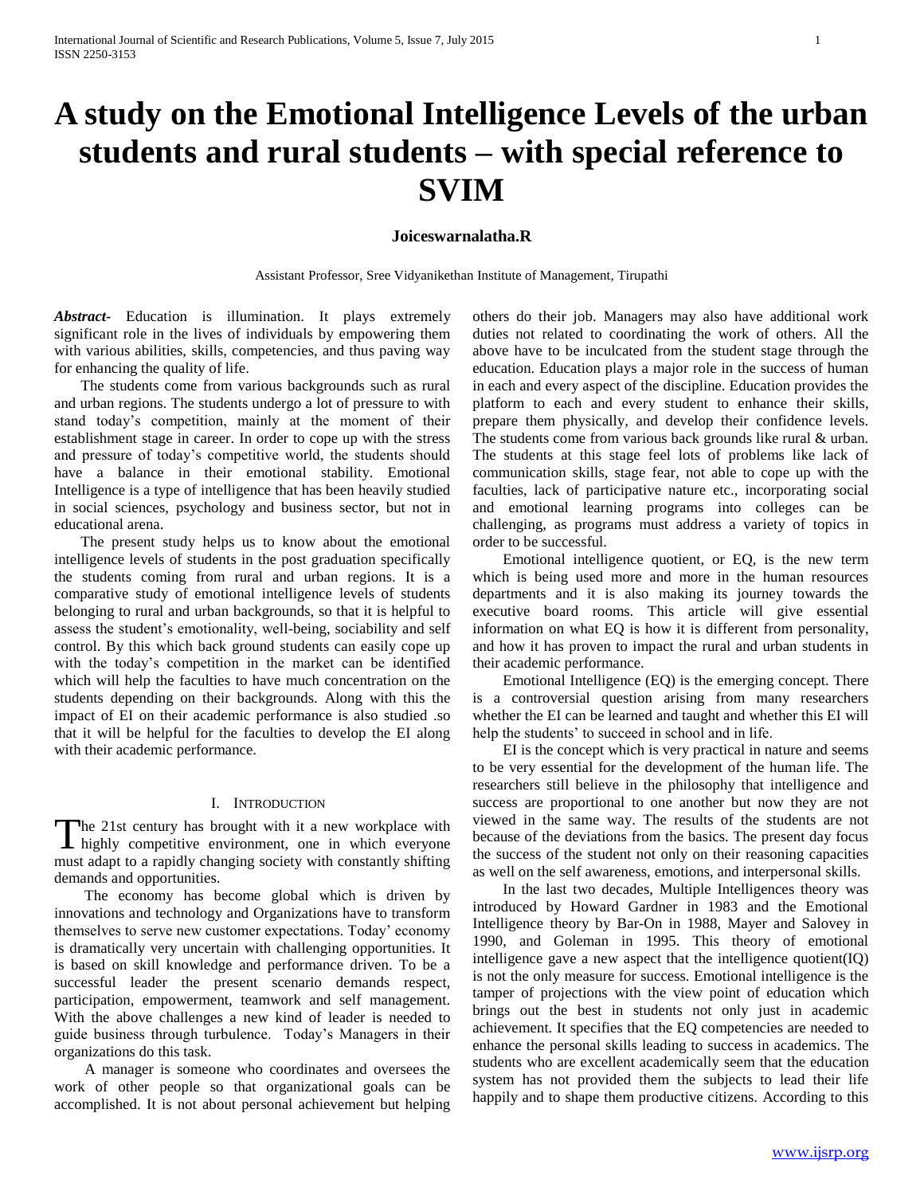# A study on the Emotional Intelligence Levels of the urban students and rural students – with special reference to SVIM

**Joiceswarnalatha.R**

Assistant Professor, Sree Vidyanikethan Institute of Management, Tirupathi

***Abstract*-** Education is illumination. It plays extremely significant role in the lives of individuals by empowering them with various abilities, skills, competencies, and thus paving way for enhancing the quality of life.

The students come from various backgrounds such as rural and urban regions. The students undergo a lot of pressure to with stand today's competition, mainly at the moment of their establishment stage in career. In order to cope up with the stress and pressure of today's competitive world, the students should have a balance in their emotional stability. Emotional Intelligence is a type of intelligence that has been heavily studied in social sciences, psychology and business sector, but not in educational arena.

The present study helps us to know about the emotional intelligence levels of students in the post graduation specifically the students coming from rural and urban regions. It is a comparative study of emotional intelligence levels of students belonging to rural and urban backgrounds, so that it is helpful to assess the student's emotionality, well-being, sociability and self control. By this which back ground students can easily cope up with the today's competition in the market can be identified which will help the faculties to have much concentration on the students depending on their backgrounds. Along with this the impact of EI on their academic performance is also studied .so that it will be helpful for the faculties to develop the EI along with their academic performance.

## I. Introduction

The 21st century has brought with it a new workplace with highly competitive environment, one in which everyone must adapt to a rapidly changing society with constantly shifting demands and opportunities.

The economy has become global which is driven by innovations and technology and Organizations have to transform themselves to serve new customer expectations. Today' economy is dramatically very uncertain with challenging opportunities. It is based on skill knowledge and performance driven. To be a successful leader the present scenario demands respect, participation, empowerment, teamwork and self management. With the above challenges a new kind of leader is needed to guide business through turbulence. Today's Managers in their organizations do this task.

A manager is someone who coordinates and oversees the work of other people so that organizational goals can be accomplished. It is not about personal achievement but helping others do their job. Managers may also have additional work duties not related to coordinating the work of others. All the above have to be inculcated from the student stage through the education. Education plays a major role in the success of human in each and every aspect of the discipline. Education provides the platform to each and every student to enhance their skills, prepare them physically, and develop their confidence levels. The students come from various back grounds like rural & urban. The students at this stage feel lots of problems like lack of communication skills, stage fear, not able to cope up with the faculties, lack of participative nature etc., incorporating social and emotional learning programs into colleges can be challenging, as programs must address a variety of topics in order to be successful.

Emotional intelligence quotient, or EQ, is the new term which is being used more and more in the human resources departments and it is also making its journey towards the executive board rooms. This article will give essential information on what EQ is how it is different from personality, and how it has proven to impact the rural and urban students in their academic performance.

Emotional Intelligence (EQ) is the emerging concept. There is a controversial question arising from many researchers whether the EI can be learned and taught and whether this EI will help the students' to succeed in school and in life.

EI is the concept which is very practical in nature and seems to be very essential for the development of the human life. The researchers still believe in the philosophy that intelligence and success are proportional to one another but now they are not viewed in the same way. The results of the students are not because of the deviations from the basics. The present day focus the success of the student not only on their reasoning capacities as well on the self awareness, emotions, and interpersonal skills.

In the last two decades, Multiple Intelligences theory was introduced by Howard Gardner in 1983 and the Emotional Intelligence theory by Bar-On in 1988, Mayer and Salovey in 1990, and Goleman in 1995. This theory of emotional intelligence gave a new aspect that the intelligence quotient(IQ) is not the only measure for success. Emotional intelligence is the tamper of projections with the view point of education which brings out the best in students not only just in academic achievement. It specifies that the EQ competencies are needed to enhance the personal skills leading to success in academics. The students who are excellent academically seem that the education system has not provided them the subjects to lead their life happily and to shape them productive citizens. According to this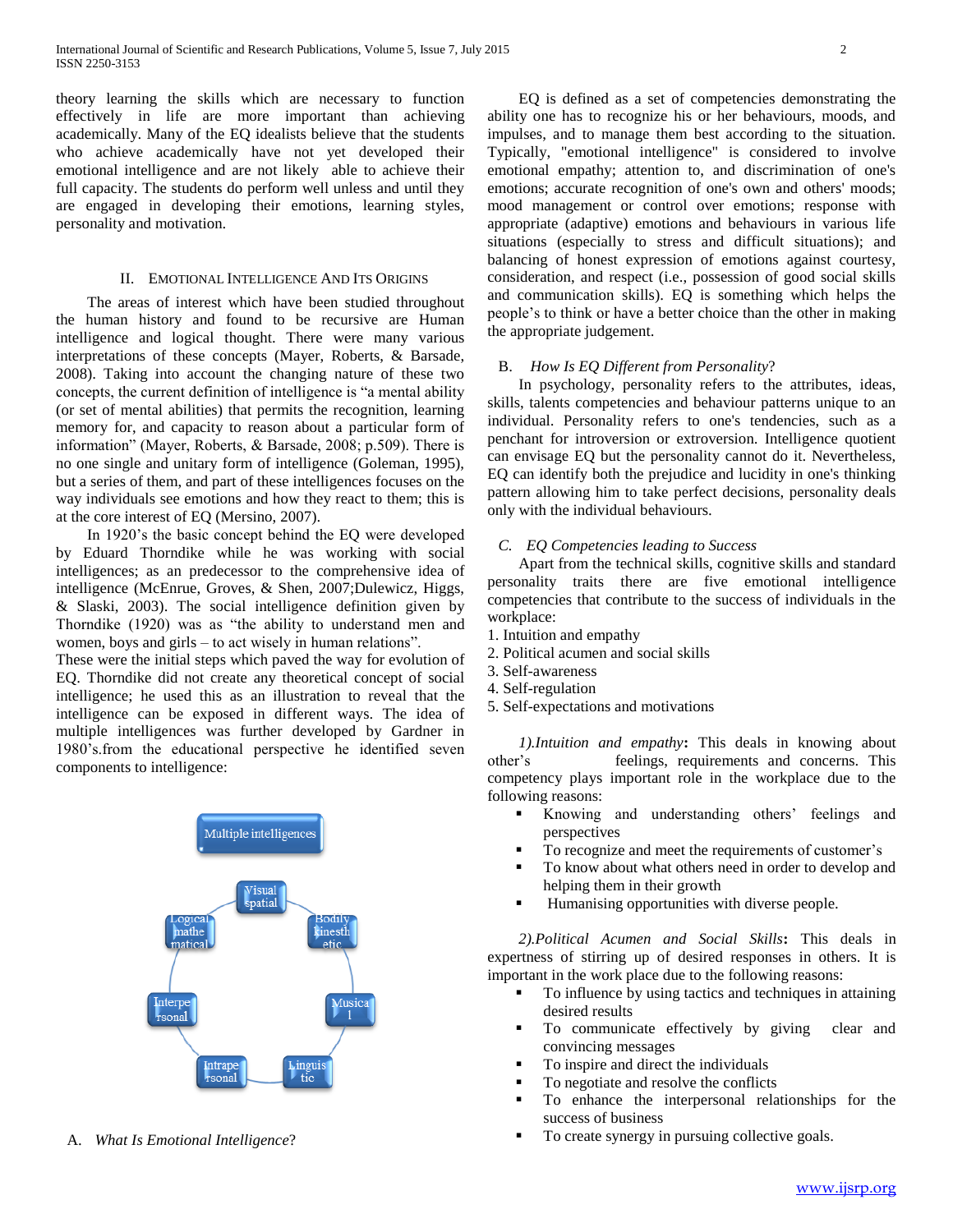theory learning the skills which are necessary to function effectively in life are more important than achieving academically. Many of the EQ idealists believe that the students who achieve academically have not yet developed their emotional intelligence and are not likely able to achieve their full capacity. The students do perform well unless and until they are engaged in developing their emotions, learning styles, personality and motivation.

## II. Emotional Intelligence And Its Origins

The areas of interest which have been studied throughout the human history and found to be recursive are Human intelligence and logical thought. There were many various interpretations of these concepts (Mayer, Roberts, & Barsade, 2008). Taking into account the changing nature of these two concepts, the current definition of intelligence is "a mental ability (or set of mental abilities) that permits the recognition, learning memory for, and capacity to reason about a particular form of information" (Mayer, Roberts, & Barsade, 2008; p.509). There is no one single and unitary form of intelligence (Goleman, 1995), but a series of them, and part of these intelligences focuses on the way individuals see emotions and how they react to them; this is at the core interest of EQ (Mersino, 2007).

In 1920's the basic concept behind the EQ were developed by Eduard Thorndike while he was working with social intelligences; as an predecessor to the comprehensive idea of intelligence (McEnrue, Groves, & Shen, 2007;Dulewicz, Higgs, & Slaski, 2003). The social intelligence definition given by Thorndike (1920) was as "the ability to understand men and women, boys and girls – to act wisely in human relations".

These were the initial steps which paved the way for evolution of EQ. Thorndike did not create any theoretical concept of social intelligence; he used this as an illustration to reveal that the intelligence can be exposed in different ways. The idea of multiple intelligences was further developed by Gardner in 1980's.from the educational perspective he identified seven components to intelligence:

Multiple intelligences: Visual spatial; Bodily kinesthetic; Musical; Linguistic; Intrapersonal; Interpersonal; Logical mathematical

### A. *What Is Emotional Intelligence*?

EQ is defined as a set of competencies demonstrating the ability one has to recognize his or her behaviours, moods, and impulses, and to manage them best according to the situation. Typically, "emotional intelligence" is considered to involve emotional empathy; attention to, and discrimination of one's emotions; accurate recognition of one's own and others' moods; mood management or control over emotions; response with appropriate (adaptive) emotions and behaviours in various life situations (especially to stress and difficult situations); and balancing of honest expression of emotions against courtesy, consideration, and respect (i.e., possession of good social skills and communication skills). EQ is something which helps the people's to think or have a better choice than the other in making the appropriate judgement.

### B. *How Is EQ Different from Personality*?

In psychology, personality refers to the attributes, ideas, skills, talents competencies and behaviour patterns unique to an individual. Personality refers to one's tendencies, such as a penchant for introversion or extroversion. Intelligence quotient can envisage EQ but the personality cannot do it. Nevertheless, EQ can identify both the prejudice and lucidity in one's thinking pattern allowing him to take perfect decisions, personality deals only with the individual behaviours.

### C. *EQ Competencies leading to Success*

Apart from the technical skills, cognitive skills and standard personality traits there are five emotional intelligence competencies that contribute to the success of individuals in the workplace:

1. Intuition and empathy
2. Political acumen and social skills
3. Self-awareness
4. Self-regulation
5. Self-expectations and motivations

*1).Intuition and empathy***:** This deals in knowing about other's feelings, requirements and concerns. This competency plays important role in the workplace due to the following reasons:

- Knowing and understanding others' feelings and perspectives
- To recognize and meet the requirements of customer's
- To know about what others need in order to develop and helping them in their growth
- Humanising opportunities with diverse people.

*2).Political Acumen and Social Skills***:** This deals in expertness of stirring up of desired responses in others. It is important in the work place due to the following reasons:

- To influence by using tactics and techniques in attaining desired results
- To communicate effectively by giving clear and convincing messages
- To inspire and direct the individuals
- To negotiate and resolve the conflicts
- To enhance the interpersonal relationships for the success of business
- To create synergy in pursuing collective goals.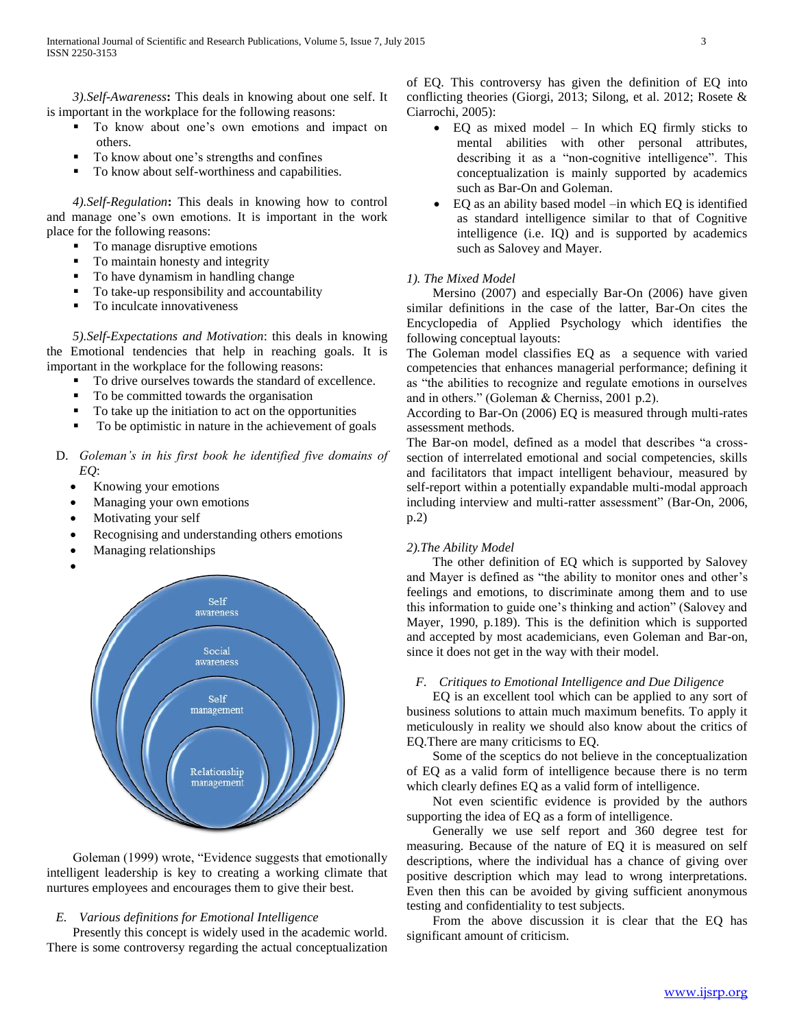*3).Self-Awareness***:** This deals in knowing about one self. It is important in the workplace for the following reasons:

- To know about one's own emotions and impact on others.
- To know about one's strengths and confines
- To know about self-worthiness and capabilities.

*4).Self-Regulation***:** This deals in knowing how to control and manage one's own emotions. It is important in the work place for the following reasons:

- To manage disruptive emotions
- To maintain honesty and integrity
- To have dynamism in handling change
- To take-up responsibility and accountability
- To inculcate innovativeness

*5).Self-Expectations and Motivation*: this deals in knowing the Emotional tendencies that help in reaching goals. It is important in the workplace for the following reasons:

- To drive ourselves towards the standard of excellence.
- To be committed towards the organisation
- To take up the initiation to act on the opportunities
- To be optimistic in nature in the achievement of goals

D. *Goleman's in his first book he identified five domains of EQ*:

- Knowing your emotions
- Managing your own emotions
- Motivating your self
- Recognising and understanding others emotions
- Managing relationships

Self awareness
Social awareness
Self management
Relationship management

Goleman (1999) wrote, "Evidence suggests that emotionally intelligent leadership is key to creating a working climate that nurtures employees and encourages them to give their best.

### E. *Various definitions for Emotional Intelligence*

Presently this concept is widely used in the academic world. There is some controversy regarding the actual conceptualization of EQ. This controversy has given the definition of EQ into conflicting theories (Giorgi, 2013; Silong, et al. 2012; Rosete & Ciarrochi, 2005):

- EQ as mixed model – In which EQ firmly sticks to mental abilities with other personal attributes, describing it as a "non-cognitive intelligence". This conceptualization is mainly supported by academics such as Bar-On and Goleman.
- EQ as an ability based model –in which EQ is identified as standard intelligence similar to that of Cognitive intelligence (i.e. IQ) and is supported by academics such as Salovey and Mayer.

*1). The Mixed Model*

Mersino (2007) and especially Bar-On (2006) have given similar definitions in the case of the latter, Bar-On cites the Encyclopedia of Applied Psychology which identifies the following conceptual layouts:

The Goleman model classifies EQ as a sequence with varied competencies that enhances managerial performance; defining it as "the abilities to recognize and regulate emotions in ourselves and in others." (Goleman & Cherniss, 2001 p.2).

According to Bar-On (2006) EQ is measured through multi-rates assessment methods.

The Bar-on model, defined as a model that describes "a cross-section of interrelated emotional and social competencies, skills and facilitators that impact intelligent behaviour, measured by self-report within a potentially expandable multi-modal approach including interview and multi-ratter assessment" (Bar-On, 2006, p.2)

*2).The Ability Model*

The other definition of EQ which is supported by Salovey and Mayer is defined as "the ability to monitor ones and other's feelings and emotions, to discriminate among them and to use this information to guide one's thinking and action" (Salovey and Mayer, 1990, p.189). This is the definition which is supported and accepted by most academicians, even Goleman and Bar-on, since it does not get in the way with their model.

### F. *Critiques to Emotional Intelligence and Due Diligence*

EQ is an excellent tool which can be applied to any sort of business solutions to attain much maximum benefits. To apply it meticulously in reality we should also know about the critics of EQ.There are many criticisms to EQ.

Some of the sceptics do not believe in the conceptualization of EQ as a valid form of intelligence because there is no term which clearly defines EQ as a valid form of intelligence.

Not even scientific evidence is provided by the authors supporting the idea of EQ as a form of intelligence.

Generally we use self report and 360 degree test for measuring. Because of the nature of EQ it is measured on self descriptions, where the individual has a chance of giving over positive description which may lead to wrong interpretations. Even then this can be avoided by giving sufficient anonymous testing and confidentiality to test subjects.

From the above discussion it is clear that the EQ has significant amount of criticism.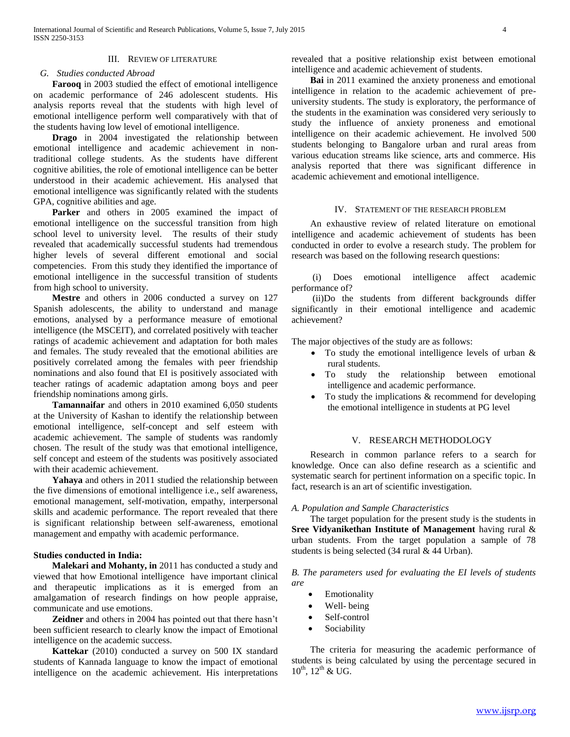## III. Review of Literature

### G. *Studies conducted Abroad*

**Farooq** in 2003 studied the effect of emotional intelligence on academic performance of 246 adolescent students. His analysis reports reveal that the students with high level of emotional intelligence perform well comparatively with that of the students having low level of emotional intelligence.

**Drago** in 2004 investigated the relationship between emotional intelligence and academic achievement in non-traditional college students. As the students have different cognitive abilities, the role of emotional intelligence can be better understood in their academic achievement. His analysed that emotional intelligence was significantly related with the students GPA, cognitive abilities and age.

**Parker** and others in 2005 examined the impact of emotional intelligence on the successful transition from high school level to university level. The results of their study revealed that academically successful students had tremendous higher levels of several different emotional and social competencies. From this study they identified the importance of emotional intelligence in the successful transition of students from high school to university.

**Mestre** and others in 2006 conducted a survey on 127 Spanish adolescents, the ability to understand and manage emotions, analysed by a performance measure of emotional intelligence (the MSCEIT), and correlated positively with teacher ratings of academic achievement and adaptation for both males and females. The study revealed that the emotional abilities are positively correlated among the females with peer friendship nominations and also found that EI is positively associated with teacher ratings of academic adaptation among boys and peer friendship nominations among girls.

**Tamannaifar** and others in 2010 examined 6,050 students at the University of Kashan to identify the relationship between emotional intelligence, self-concept and self esteem with academic achievement. The sample of students was randomly chosen. The result of the study was that emotional intelligence, self concept and esteem of the students was positively associated with their academic achievement.

**Yahaya** and others in 2011 studied the relationship between the five dimensions of emotional intelligence i.e., self awareness, emotional management, self-motivation, empathy, interpersonal skills and academic performance. The report revealed that there is significant relationship between self-awareness, emotional management and empathy with academic performance.

**Studies conducted in India:**

**Malekari and Mohanty, in** 2011 has conducted a study and viewed that how Emotional intelligence have important clinical and therapeutic implications as it is emerged from an amalgamation of research findings on how people appraise, communicate and use emotions.

**Zeidner** and others in 2004 has pointed out that there hasn't been sufficient research to clearly know the impact of Emotional intelligence on the academic success.

**Kattekar** (2010) conducted a survey on 500 IX standard students of Kannada language to know the impact of emotional intelligence on the academic achievement. His interpretations revealed that a positive relationship exist between emotional intelligence and academic achievement of students.

**Bai** in 2011 examined the anxiety proneness and emotional intelligence in relation to the academic achievement of pre-university students. The study is exploratory, the performance of the students in the examination was considered very seriously to study the influence of anxiety proneness and emotional intelligence on their academic achievement. He involved 500 students belonging to Bangalore urban and rural areas from various education streams like science, arts and commerce. His analysis reported that there was significant difference in academic achievement and emotional intelligence.

## IV. Statement of the Research Problem

An exhaustive review of related literature on emotional intelligence and academic achievement of students has been conducted in order to evolve a research study. The problem for research was based on the following research questions:

(i) Does emotional intelligence affect academic performance of?

(ii)Do the students from different backgrounds differ significantly in their emotional intelligence and academic achievement?

The major objectives of the study are as follows:

- To study the emotional intelligence levels of urban & rural students.
- To study the relationship between emotional intelligence and academic performance.
- To study the implications & recommend for developing the emotional intelligence in students at PG level

## V. Research Methodology

Research in common parlance refers to a search for knowledge. Once can also define research as a scientific and systematic search for pertinent information on a specific topic. In fact, research is an art of scientific investigation.

### *A. Population and Sample Characteristics*

The target population for the present study is the students in **Sree Vidyanikethan Institute of Management** having rural & urban students. From the target population a sample of 78 students is being selected (34 rural & 44 Urban).

### *B. The parameters used for evaluating the EI levels of students are*

- Emotionality
- Well- being
- Self-control
- Sociability

The criteria for measuring the academic performance of students is being calculated by using the percentage secured in $10^{th}$, $12^{th}$ & UG.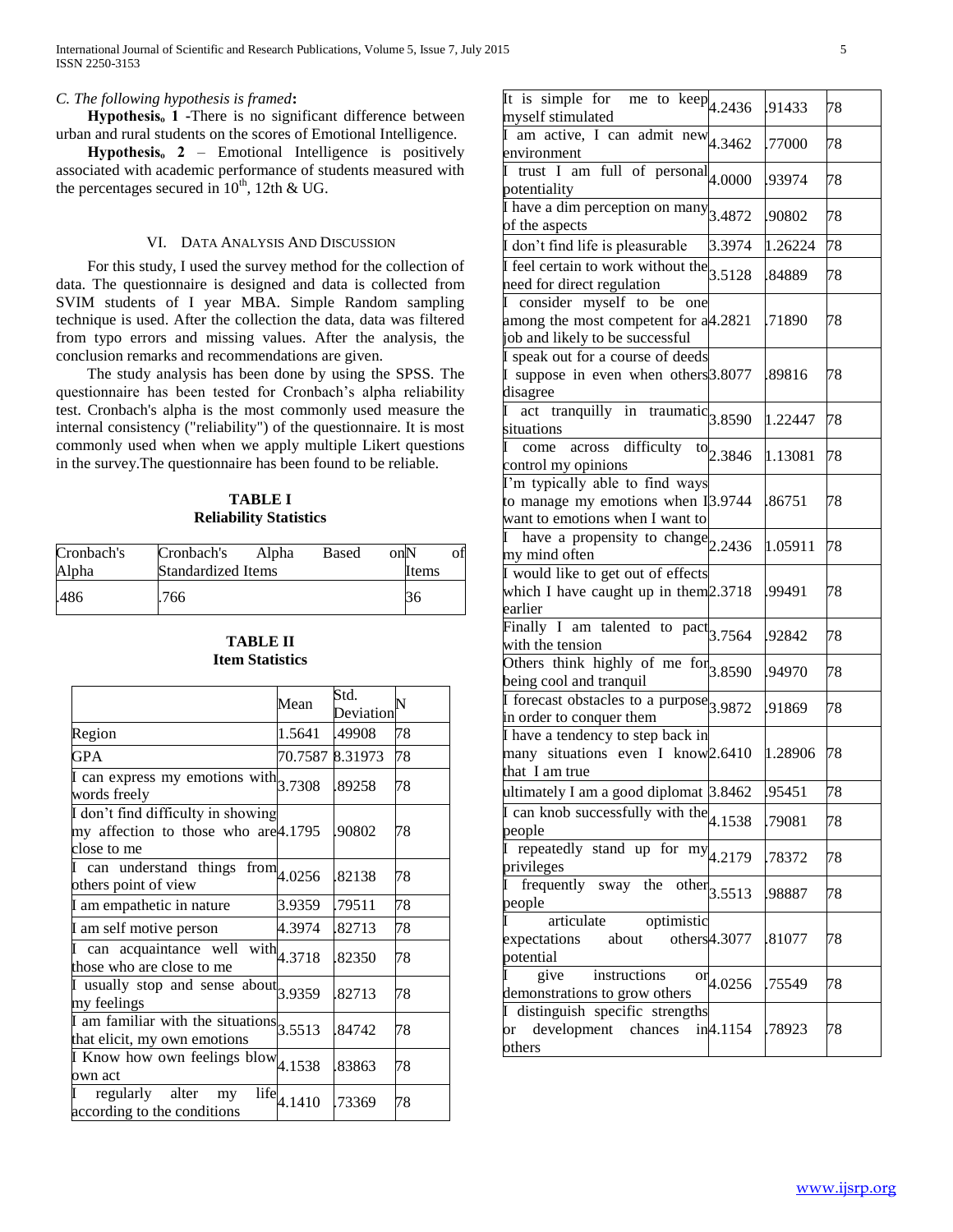*C. The following hypothesis is framed***:**

**Hypothesis$_0$ 1** -There is no significant difference between urban and rural students on the scores of Emotional Intelligence.

**Hypothesis$_0$ 2** – Emotional Intelligence is positively associated with academic performance of students measured with the percentages secured in 10[th], 12th & UG.

## VI. Data Analysis And Discussion

For this study, I used the survey method for the collection of data. The questionnaire is designed and data is collected from SVIM students of I year MBA. Simple Random sampling technique is used. After the collection the data, data was filtered from typo errors and missing values. After the analysis, the conclusion remarks and recommendations are given.

The study analysis has been done by using the SPSS. The questionnaire has been tested for Cronbach's alpha reliability test. Cronbach's alpha is the most commonly used measure the internal consistency ("reliability") of the questionnaire. It is most commonly used when when we apply multiple Likert questions in the survey.The questionnaire has been found to be reliable.

**TABLE I**
**Reliability Statistics**

| Cronbach's Alpha | Cronbach's Alpha Based on Standardized Items | N of Items |
|---|---|---|
| .486 | .766 | 36 |

**TABLE II**
**Item Statistics**

| | Mean | Std. Deviation | N |
|---|---|---|---|
| Region | 1.5641 | .49908 | 78 |
| GPA | 70.7587 | 8.31973 | 78 |
| I can express my emotions with words freely | 3.7308 | .89258 | 78 |
| I don't find difficulty in showing my affection to those who are close to me | 4.1795 | .90802 | 78 |
| I can understand things from others point of view | 4.0256 | .82138 | 78 |
| I am empathetic in nature | 3.9359 | .79511 | 78 |
| I am self motive person | 4.3974 | .82713 | 78 |
| I can acquaintance well with those who are close to me | 4.3718 | .82350 | 78 |
| I usually stop and sense about my feelings | 3.9359 | .82713 | 78 |
| I am familiar with the situations that elicit, my own emotions | 3.5513 | .84742 | 78 |
| I Know how own feelings blow own act | 4.1538 | .83863 | 78 |
| I regularly alter my life according to the conditions | 4.1410 | .73369 | 78 |
| It is simple for me to keep myself stimulated | 4.2436 | .91433 | 78 |
| I am active, I can admit new environment | 4.3462 | .77000 | 78 |
| I trust I am full of personal potentiality | 4.0000 | .93974 | 78 |
| I have a dim perception on many of the aspects | 3.4872 | .90802 | 78 |
| I don't find life is pleasurable | 3.3974 | 1.26224 | 78 |
| I feel certain to work without the need for direct regulation | 3.5128 | .84889 | 78 |
| I consider myself to be one among the most competent for a job and likely to be successful | 4.2821 | .71890 | 78 |
| I speak out for a course of deeds I suppose in even when others disagree | 3.8077 | .89816 | 78 |
| I act tranquilly in traumatic situations | 3.8590 | 1.22447 | 78 |
| I come across difficulty to control my opinions | 2.3846 | 1.13081 | 78 |
| I'm typically able to find ways to manage my emotions when I want to emotions when I want to | 3.9744 | .86751 | 78 |
| I have a propensity to change my mind often | 2.2436 | 1.05911 | 78 |
| I would like to get out of effects which I have caught up in them earlier | 2.3718 | .99491 | 78 |
| Finally I am talented to pact with the tension | 3.7564 | .92842 | 78 |
| Others think highly of me for being cool and tranquil | 3.8590 | .94970 | 78 |
| I forecast obstacles to a purpose in order to conquer them | 3.9872 | .91869 | 78 |
| I have a tendency to step back in many situations even I know that I am true | 2.6410 | 1.28906 | 78 |
| ultimately I am a good diplomat | 3.8462 | .95451 | 78 |
| I can knob successfully with the people | 4.1538 | .79081 | 78 |
| I repeatedly stand up for my privileges | 4.2179 | .78372 | 78 |
| I frequently sway the other people | 3.5513 | .98887 | 78 |
| I articulate optimistic expectations about others potential | 4.3077 | .81077 | 78 |
| I give instructions or demonstrations to grow others | 4.0256 | .75549 | 78 |
| I distinguish specific strengths or development chances in others | 4.1154 | .78923 | 78 |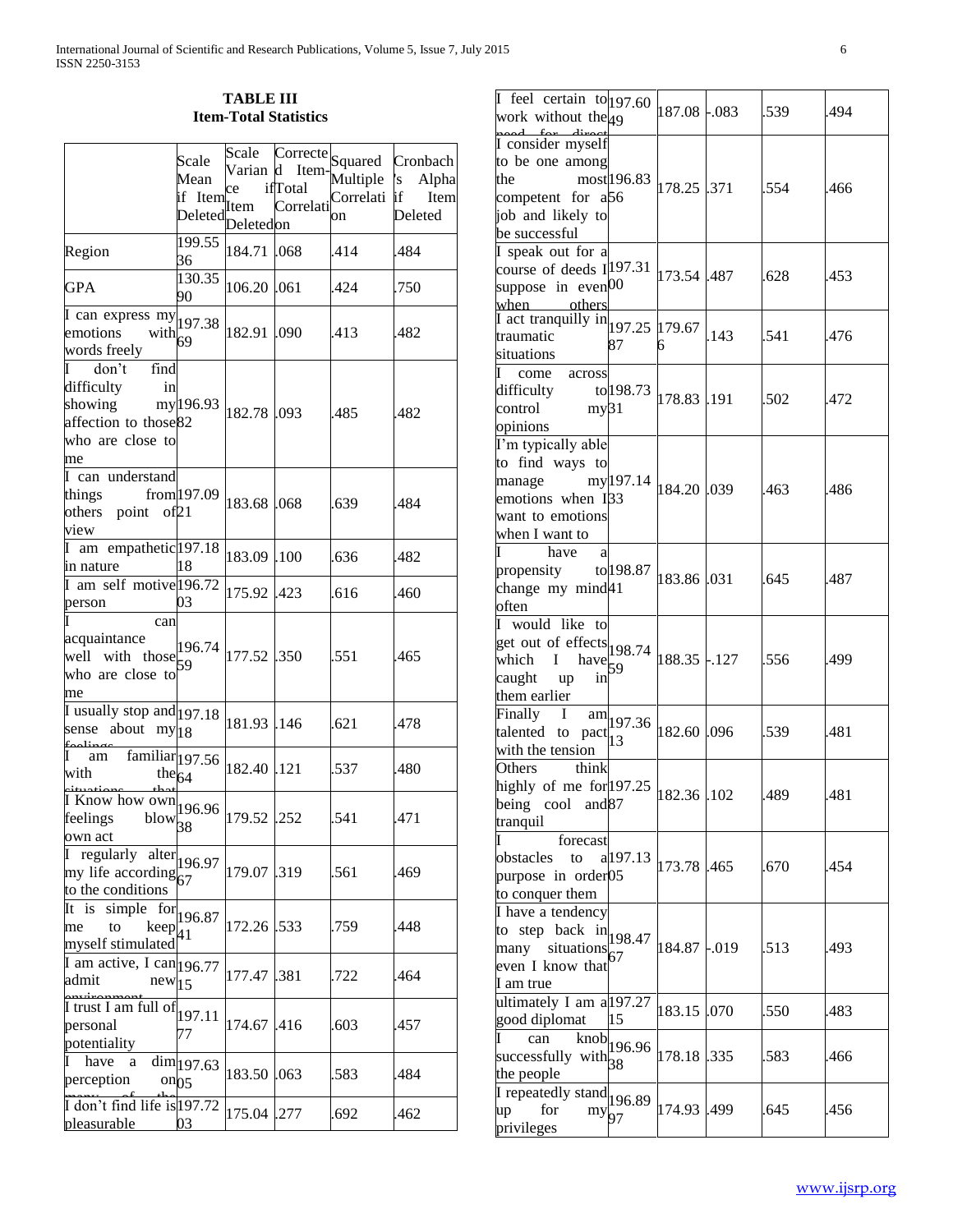**TABLE III**
**Item-Total Statistics**

| | Scale Mean if Item Deleted | Scale Variance if Item Deleted | Corrected Item-Total Correlation | Squared Multiple Correlation | Cronbach's Alpha if Item Deleted |
|---|---|---|---|---|---|
| Region | 199.5536 | 184.71 | .068 | .414 | .484 |
| GPA | 130.3590 | 106.20 | .061 | .424 | .750 |
| I can express my emotions with words freely | 197.3869 | 182.91 | .090 | .413 | .482 |
| I don't find difficulty in showing my affection to those who are close to me | 196.9382 | 182.78 | .093 | .485 | .482 |
| I can understand things from others point of view | 197.0921 | 183.68 | .068 | .639 | .484 |
| I am empathetic in nature | 197.1818 | 183.09 | .100 | .636 | .482 |
| I am self motive person | 196.7203 | 175.92 | .423 | .616 | .460 |
| I can acquaintance well with those who are close to me | 196.7459 | 177.52 | .350 | .551 | .465 |
| I usually stop and sense about my feelings | 197.1818 | 181.93 | .146 | .621 | .478 |
| I am familiar with the situations that | 197.5664 | 182.40 | .121 | .537 | .480 |
| I Know how own feelings blow own act | 196.9638 | 179.52 | .252 | .541 | .471 |
| I regularly alter my life according to the conditions | 196.9767 | 179.07 | .319 | .561 | .469 |
| It is simple for me to keep myself stimulated | 196.8741 | 172.26 | .533 | .759 | .448 |
| I am active, I can admit new environment | 196.7715 | 177.47 | .381 | .722 | .464 |
| I trust I am full of personal potentiality | 197.1177 | 174.67 | .416 | .603 | .457 |
| I have a dim perception on many of the | 197.6305 | 183.50 | .063 | .583 | .484 |
| I don't find life is pleasurable | 197.7203 | 175.04 | .277 | .692 | .462 |
| I feel certain to work without the need for direct | 197.6049 | 187.08 | -.083 | .539 | .494 |
| I consider myself to be one among the most competent for a job and likely to be successful | 196.8356 | 178.25 | .371 | .554 | .466 |
| I speak out for a course of deeds I suppose in even when others | 197.3100 | 173.54 | .487 | .628 | .453 |
| I act tranquilly in traumatic situations | 197.2587 | 179.676 | .143 | .541 | .476 |
| I come across difficulty to control my opinions | 198.7331 | 178.83 | .191 | .502 | .472 |
| I'm typically able to find ways to manage my emotions when I want to emotions when I want to | 197.1433 | 184.20 | .039 | .463 | .486 |
| I have a propensity to change my mind often | 198.8741 | 183.86 | .031 | .645 | .487 |
| I would like to get out of effects which I have caught up in them earlier | 198.7459 | 188.35 | -.127 | .556 | .499 |
| Finally I am talented to pact with the tension | 197.3613 | 182.60 | .096 | .539 | .481 |
| Others think highly of me for being cool and tranquil | 197.2587 | 182.36 | .102 | .489 | .481 |
| I forecast obstacles to a purpose in order to conquer them | 197.1305 | 173.78 | .465 | .670 | .454 |
| I have a tendency to step back in many situations even I know that I am true | 198.4767 | 184.87 | -.019 | .513 | .493 |
| ultimately I am a good diplomat | 197.2715 | 183.15 | .070 | .550 | .483 |
| I can knob successfully with the people | 196.9638 | 178.18 | .335 | .583 | .466 |
| I repeatedly stand up for my privileges | 196.8997 | 174.93 | .499 | .645 | .456 |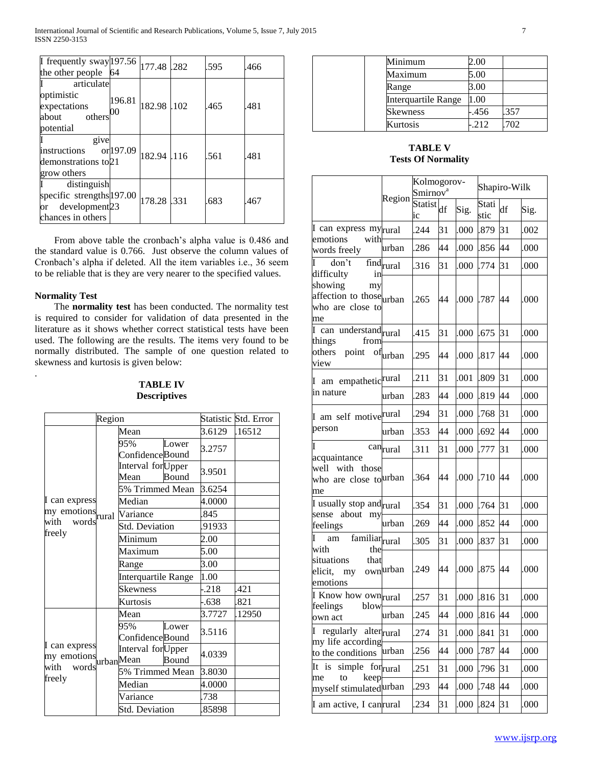| I frequently sway the other people | 197.5664 | 177.48 | .282 | .595 | .466 |
|---|---|---|---|---|---|
| I articulate optimistic expectations about others potential | 196.8100 | 182.98 | .102 | .465 | .481 |
| I give instructions or demonstrations to grow others | 197.0921 | 182.94 | .116 | .561 | .481 |
| I distinguish specific strengths or development chances in others | 197.0023 | 178.28 | .331 | .683 | .467 |

From above table the cronbach's alpha value is 0.486 and the standard value is 0.766. Just observe the column values of Cronbach's alpha if deleted. All the item variables i.e., 36 seem to be reliable that is they are very nearer to the specified values.

### Normality Test

The **normality test** has been conducted. The normality test is required to consider for validation of data presented in the literature as it shows whether correct statistical tests have been used. The following are the results. The items very found to be normally distributed. The sample of one question related to skewness and kurtosis is given below:

.

**TABLE IV**
**Descriptives**

| | Region | | | Statistic | Std. Error |
|---|---|---|---|---|---|
| I can express my emotions with words freely | rural | Mean | | 3.6129 | .16512 |
| | | 95% Confidence Interval for Mean | Lower Bound | 3.2757 | |
| | | | Upper Bound | 3.9501 | |
| | | 5% Trimmed Mean | | 3.6254 | |
| | | Median | | 4.0000 | |
| | | Variance | | .845 | |
| | | Std. Deviation | | .91933 | |
| | | Minimum | | 2.00 | |
| | | Maximum | | 5.00 | |
| | | Range | | 3.00 | |
| | | Interquartile Range | | 1.00 | |
| | | Skewness | | -.218 | .421 |
| | | Kurtosis | | -.638 | .821 |
| I can express my emotions with words freely | urban | Mean | | 3.7727 | .12950 |
| | | 95% Confidence Interval for Mean | Lower Bound | 3.5116 | |
| | | | Upper Bound | 4.0339 | |
| | | 5% Trimmed Mean | | 3.8030 | |
| | | Median | | 4.0000 | |
| | | Variance | | .738 | |
| | | Std. Deviation | | .85898 | |
| | | Minimum | | 2.00 | |
| | | Maximum | | 5.00 | |
| | | Range | | 3.00 | |
| | | Interquartile Range | | 1.00 | |
| | | Skewness | | -.456 | .357 |
| | | Kurtosis | | -.212 | .702 |

**TABLE V**
**Tests Of Normality**

| | Region | Kolmogorov-Smirnov[a] | | | Shapiro-Wilk | | |
|---|---|---|---|---|---|---|---|
| | | Statistic | df | Sig. | Statistic | df | Sig. |
| I can express my emotions with words freely | rural | .244 | 31 | .000 | .879 | 31 | .002 |
| | urban | .286 | 44 | .000 | .856 | 44 | .000 |
| I don't find difficulty in showing my affection to those who are close to me | rural | .316 | 31 | .000 | .774 | 31 | .000 |
| | urban | .265 | 44 | .000 | .787 | 44 | .000 |
| I can understand things from others point of view | rural | .415 | 31 | .000 | .675 | 31 | .000 |
| | urban | .295 | 44 | .000 | .817 | 44 | .000 |
| I am empathetic in nature | rural | .211 | 31 | .001 | .809 | 31 | .000 |
| | urban | .283 | 44 | .000 | .819 | 44 | .000 |
| I am self motive person | rural | .294 | 31 | .000 | .768 | 31 | .000 |
| | urban | .353 | 44 | .000 | .692 | 44 | .000 |
| I can acquaintance well with those who are close to me | rural | .311 | 31 | .000 | .777 | 31 | .000 |
| | urban | .364 | 44 | .000 | .710 | 44 | .000 |
| I usually stop and sense about my feelings | rural | .354 | 31 | .000 | .764 | 31 | .000 |
| | urban | .269 | 44 | .000 | .852 | 44 | .000 |
| I am familiar with the situations that elicit, my own emotions | rural | .305 | 31 | .000 | .837 | 31 | .000 |
| | urban | .249 | 44 | .000 | .875 | 44 | .000 |
| I Know how own feelings blow own act | rural | .257 | 31 | .000 | .816 | 31 | .000 |
| | urban | .245 | 44 | .000 | .816 | 44 | .000 |
| I regularly alter my life according to the conditions | rural | .274 | 31 | .000 | .841 | 31 | .000 |
| | urban | .256 | 44 | .000 | .787 | 44 | .000 |
| It is simple for me to keep myself stimulated | rural | .251 | 31 | .000 | .796 | 31 | .000 |
| | urban | .293 | 44 | .000 | .748 | 44 | .000 |
| I am active, I can | rural | .234 | 31 | .000 | .824 | 31 | .000 |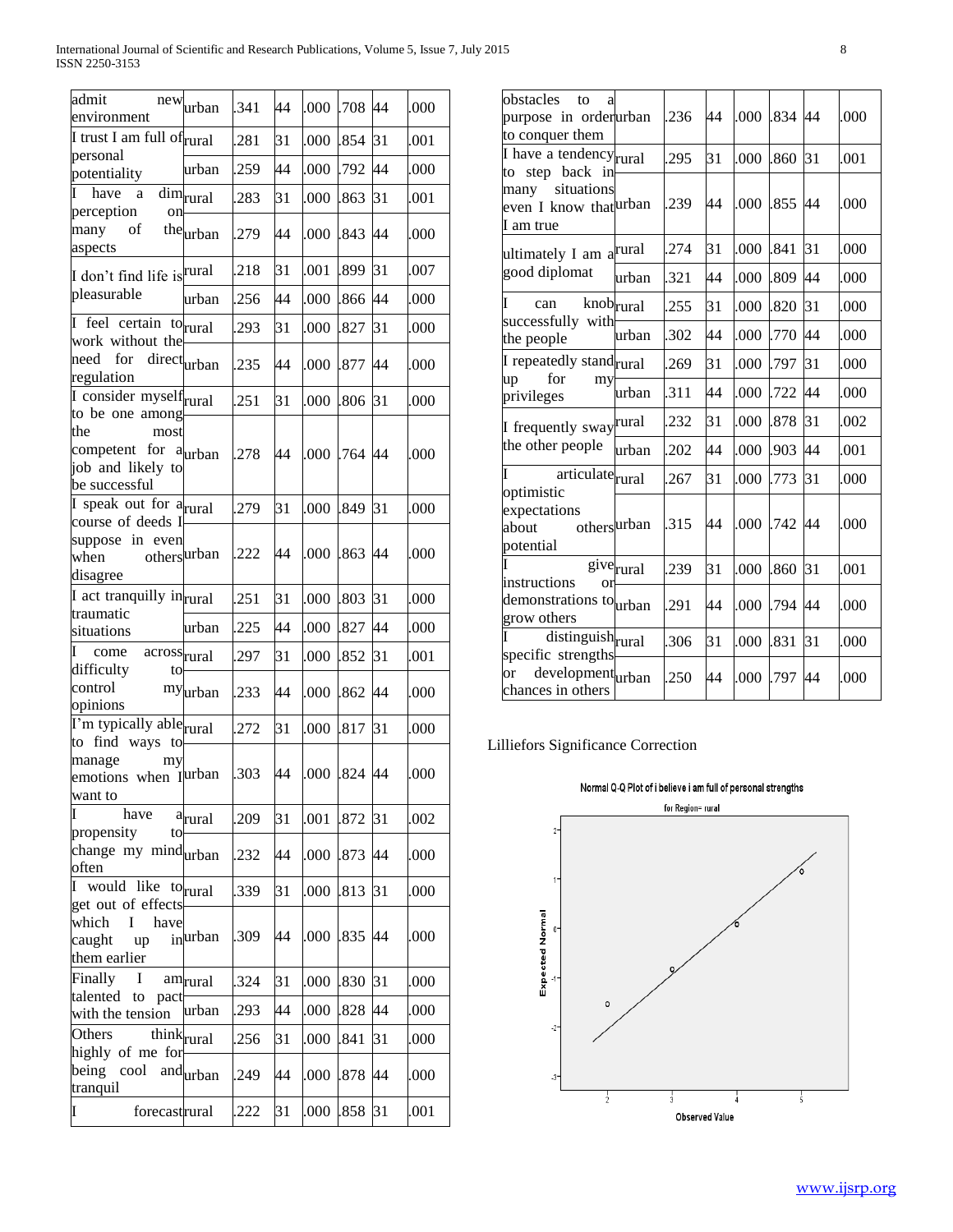| | | | | | | | |
|---|---|---|---|---|---|---|---|
| admit new environment | urban | .341 | 44 | .000 | .708 | 44 | .000 |
| I trust I am full of personal potentiality | rural | .281 | 31 | .000 | .854 | 31 | .001 |
| | urban | .259 | 44 | .000 | .792 | 44 | .000 |
| I have a dim perception on many of the aspects | rural | .283 | 31 | .000 | .863 | 31 | .001 |
| | urban | .279 | 44 | .000 | .843 | 44 | .000 |
| I don't find life is pleasurable | rural | .218 | 31 | .001 | .899 | 31 | .007 |
| | urban | .256 | 44 | .000 | .866 | 44 | .000 |
| I feel certain to work without the need for direct regulation | rural | .293 | 31 | .000 | .827 | 31 | .000 |
| | urban | .235 | 44 | .000 | .877 | 44 | .000 |
| I consider myself to be one among the most competent for a job and likely to be successful | rural | .251 | 31 | .000 | .806 | 31 | .000 |
| | urban | .278 | 44 | .000 | .764 | 44 | .000 |
| I speak out for a course of deeds I suppose in even when others disagree | rural | .279 | 31 | .000 | .849 | 31 | .000 |
| | urban | .222 | 44 | .000 | .863 | 44 | .000 |
| I act tranquilly in traumatic situations | rural | .251 | 31 | .000 | .803 | 31 | .000 |
| | urban | .225 | 44 | .000 | .827 | 44 | .000 |
| I come across difficulty to control my opinions | rural | .297 | 31 | .000 | .852 | 31 | .001 |
| | urban | .233 | 44 | .000 | .862 | 44 | .000 |
| I'm typically able to find ways to manage my emotions when I want to | rural | .272 | 31 | .000 | .817 | 31 | .000 |
| | urban | .303 | 44 | .000 | .824 | 44 | .000 |
| I have a propensity to change my mind often | rural | .209 | 31 | .001 | .872 | 31 | .002 |
| | urban | .232 | 44 | .000 | .873 | 44 | .000 |
| I would like to get out of effects which I have caught up in them earlier | rural | .339 | 31 | .000 | .813 | 31 | .000 |
| | urban | .309 | 44 | .000 | .835 | 44 | .000 |
| Finally I am talented to pact with the tension | rural | .324 | 31 | .000 | .830 | 31 | .000 |
| | urban | .293 | 44 | .000 | .828 | 44 | .000 |
| Others think highly of me for being cool and tranquil | rural | .256 | 31 | .000 | .841 | 31 | .000 |
| | urban | .249 | 44 | .000 | .878 | 44 | .000 |
| I forecast obstacles to a purpose in order to conquer them | rural | .222 | 31 | .000 | .858 | 31 | .001 |
| | urban | .236 | 44 | .000 | .834 | 44 | .000 |
| I have a tendency to step back in many situations even I know that I am true | rural | .295 | 31 | .000 | .860 | 31 | .001 |
| | urban | .239 | 44 | .000 | .855 | 44 | .000 |
| ultimately I am a good diplomat | rural | .274 | 31 | .000 | .841 | 31 | .000 |
| | urban | .321 | 44 | .000 | .809 | 44 | .000 |
| I can knob successfully with the people | rural | .255 | 31 | .000 | .820 | 31 | .000 |
| | urban | .302 | 44 | .000 | .770 | 44 | .000 |
| I repeatedly stand up for my privileges | rural | .269 | 31 | .000 | .797 | 31 | .000 |
| | urban | .311 | 44 | .000 | .722 | 44 | .000 |
| I frequently sway the other people | rural | .232 | 31 | .000 | .878 | 31 | .002 |
| | urban | .202 | 44 | .000 | .903 | 44 | .001 |
| I articulate optimistic expectations about others potential | rural | .267 | 31 | .000 | .773 | 31 | .000 |
| | urban | .315 | 44 | .000 | .742 | 44 | .000 |
| I give instructions or demonstrations to grow others | rural | .239 | 31 | .000 | .860 | 31 | .001 |
| | urban | .291 | 44 | .000 | .794 | 44 | .000 |
| I distinguish specific strengths or development chances in others | rural | .306 | 31 | .000 | .831 | 31 | .000 |
| | urban | .250 | 44 | .000 | .797 | 44 | .000 |

Lilliefors Significance Correction

Normal Q-Q Plot of i believe i am full of personal strengths

for Region= rural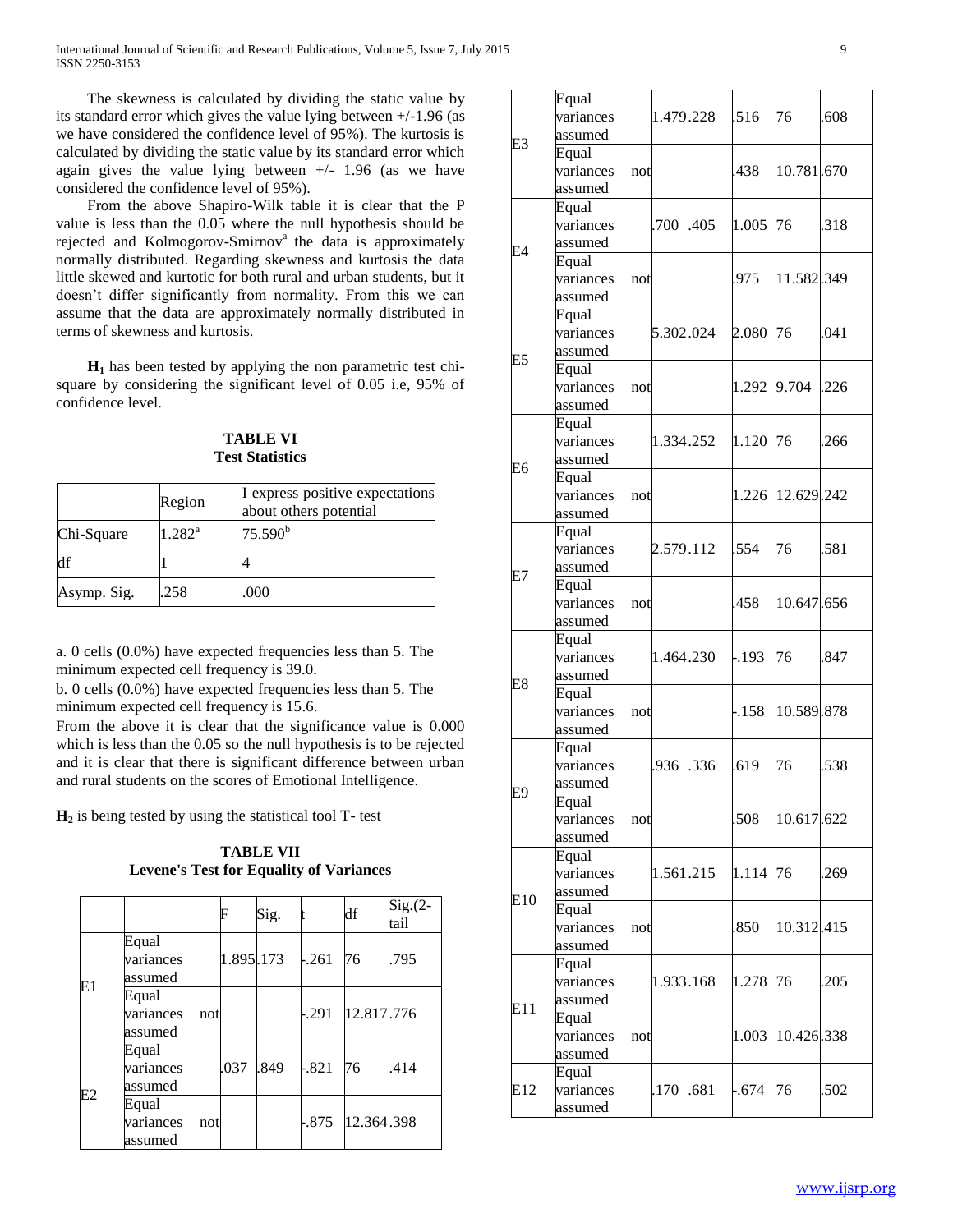The skewness is calculated by dividing the static value by its standard error which gives the value lying between +/-1.96 (as we have considered the confidence level of 95%). The kurtosis is calculated by dividing the static value by its standard error which again gives the value lying between +/- 1.96 (as we have considered the confidence level of 95%).

From the above Shapiro-Wilk table it is clear that the P value is less than the 0.05 where the null hypothesis should be rejected and Kolmogorov-Smirnov[a] the data is approximately normally distributed. Regarding skewness and kurtosis the data little skewed and kurtotic for both rural and urban students, but it doesn't differ significantly from normality. From this we can assume that the data are approximately normally distributed in terms of skewness and kurtosis.

**$H_1$** has been tested by applying the non parametric test chi-square by considering the significant level of 0.05 i.e, 95% of confidence level.

**TABLE VI**
**Test Statistics**

| | Region | I express positive expectations about others potential |
|---|---|---|
| Chi-Square | 1.282[a] | 75.590[b] |
| df | 1 | 4 |
| Asymp. Sig. | .258 | .000 |

a. 0 cells (0.0%) have expected frequencies less than 5. The minimum expected cell frequency is 39.0.
b. 0 cells (0.0%) have expected frequencies less than 5. The minimum expected cell frequency is 15.6.

From the above it is clear that the significance value is 0.000 which is less than the 0.05 so the null hypothesis is to be rejected and it is clear that there is significant difference between urban and rural students on the scores of Emotional Intelligence.

**$H_2$** is being tested by using the statistical tool T- test

**TABLE VII**
**Levene's Test for Equality of Variances**

| | | F | Sig. | t | df | Sig.(2-tail |
|---|---|---|---|---|---|---|
| E1 | Equal variances assumed | 1.895 | .173 | -.261 | 76 | .795 |
| | Equal variances not assumed | | | -.291 | 12.817 | .776 |
| E2 | Equal variances assumed | .037 | .849 | -.821 | 76 | .414 |
| | Equal variances not assumed | | | -.875 | 12.364 | .398 |
| E3 | Equal variances assumed | 1.479 | .228 | .516 | 76 | .608 |
| | Equal variances not assumed | | | .438 | 10.781 | .670 |
| E4 | Equal variances assumed | .700 | .405 | 1.005 | 76 | .318 |
| | Equal variances not assumed | | | .975 | 11.582 | .349 |
| E5 | Equal variances assumed | 5.302 | .024 | 2.080 | 76 | .041 |
| | Equal variances not assumed | | | 1.292 | 9.704 | .226 |
| E6 | Equal variances assumed | 1.334 | .252 | 1.120 | 76 | .266 |
| | Equal variances not assumed | | | 1.226 | 12.629 | .242 |
| E7 | Equal variances assumed | 2.579 | .112 | .554 | 76 | .581 |
| | Equal variances not assumed | | | .458 | 10.647 | .656 |
| E8 | Equal variances assumed | 1.464 | .230 | -.193 | 76 | .847 |
| | Equal variances not assumed | | | -.158 | 10.589 | .878 |
| E9 | Equal variances assumed | .936 | .336 | .619 | 76 | .538 |
| | Equal variances not assumed | | | .508 | 10.617 | .622 |
| E10 | Equal variances assumed | 1.561 | .215 | 1.114 | 76 | .269 |
| | Equal variances not assumed | | | .850 | 10.312 | .415 |
| E11 | Equal variances assumed | 1.933 | .168 | 1.278 | 76 | .205 |
| | Equal variances not assumed | | | 1.003 | 10.426 | .338 |
| E12 | Equal variances assumed | .170 | .681 | -.674 | 76 | .502 |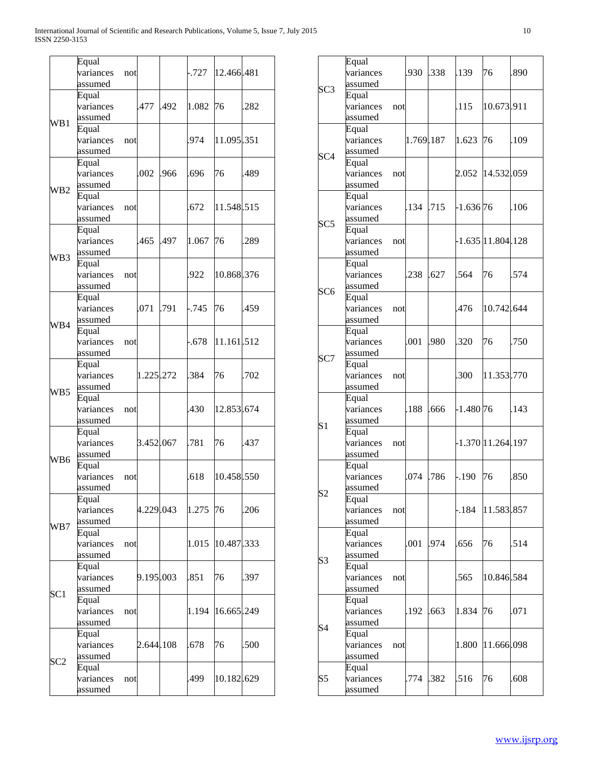| | | | | | | |
|---|---|---|---|---|---|---|
| | Equal variances not assumed | | | -.727 | 12.466 | .481 |
| WB1 | Equal variances assumed | .477 | .492 | 1.082 | 76 | .282 |
| | Equal variances not assumed | | | .974 | 11.095 | .351 |
| WB2 | Equal variances assumed | .002 | .966 | .696 | 76 | .489 |
| | Equal variances not assumed | | | .672 | 11.548 | .515 |
| WB3 | Equal variances assumed | .465 | .497 | 1.067 | 76 | .289 |
| | Equal variances not assumed | | | .922 | 10.868 | .376 |
| WB4 | Equal variances assumed | .071 | .791 | -.745 | 76 | .459 |
| | Equal variances not assumed | | | -.678 | 11.161 | .512 |
| WB5 | Equal variances assumed | 1.225 | .272 | .384 | 76 | .702 |
| | Equal variances not assumed | | | .430 | 12.853 | .674 |
| WB6 | Equal variances assumed | 3.452 | .067 | .781 | 76 | .437 |
| | Equal variances not assumed | | | .618 | 10.458 | .550 |
| WB7 | Equal variances assumed | 4.229 | .043 | 1.275 | 76 | .206 |
| | Equal variances not assumed | | | 1.015 | 10.487 | .333 |
| SC1 | Equal variances assumed | 9.195 | .003 | .851 | 76 | .397 |
| | Equal variances not assumed | | | 1.194 | 16.665 | .249 |
| SC2 | Equal variances assumed | 2.644 | .108 | .678 | 76 | .500 |
| | Equal variances not assumed | | | .499 | 10.182 | .629 |
| SC3 | Equal variances assumed | .930 | .338 | .139 | 76 | .890 |
| | Equal variances not assumed | | | .115 | 10.673 | .911 |
| SC4 | Equal variances assumed | 1.769 | .187 | 1.623 | 76 | .109 |
| | Equal variances not assumed | | | 2.052 | 14.532 | .059 |
| SC5 | Equal variances assumed | .134 | .715 | -1.636 | 76 | .106 |
| | Equal variances not assumed | | | -1.635 | 11.804 | .128 |
| SC6 | Equal variances assumed | .238 | .627 | .564 | 76 | .574 |
| | Equal variances not assumed | | | .476 | 10.742 | .644 |
| SC7 | Equal variances assumed | .001 | .980 | .320 | 76 | .750 |
| | Equal variances not assumed | | | .300 | 11.353 | .770 |
| S1 | Equal variances assumed | .188 | .666 | -1.480 | 76 | .143 |
| | Equal variances not assumed | | | -1.370 | 11.264 | .197 |
| S2 | Equal variances assumed | .074 | .786 | -.190 | 76 | .850 |
| | Equal variances not assumed | | | -.184 | 11.583 | .857 |
| S3 | Equal variances assumed | .001 | .974 | .656 | 76 | .514 |
| | Equal variances not assumed | | | .565 | 10.846 | .584 |
| S4 | Equal variances assumed | .192 | .663 | 1.834 | 76 | .071 |
| | Equal variances not assumed | | | 1.800 | 11.666 | .098 |
| S5 | Equal variances assumed | .774 | .382 | .516 | 76 | .608 |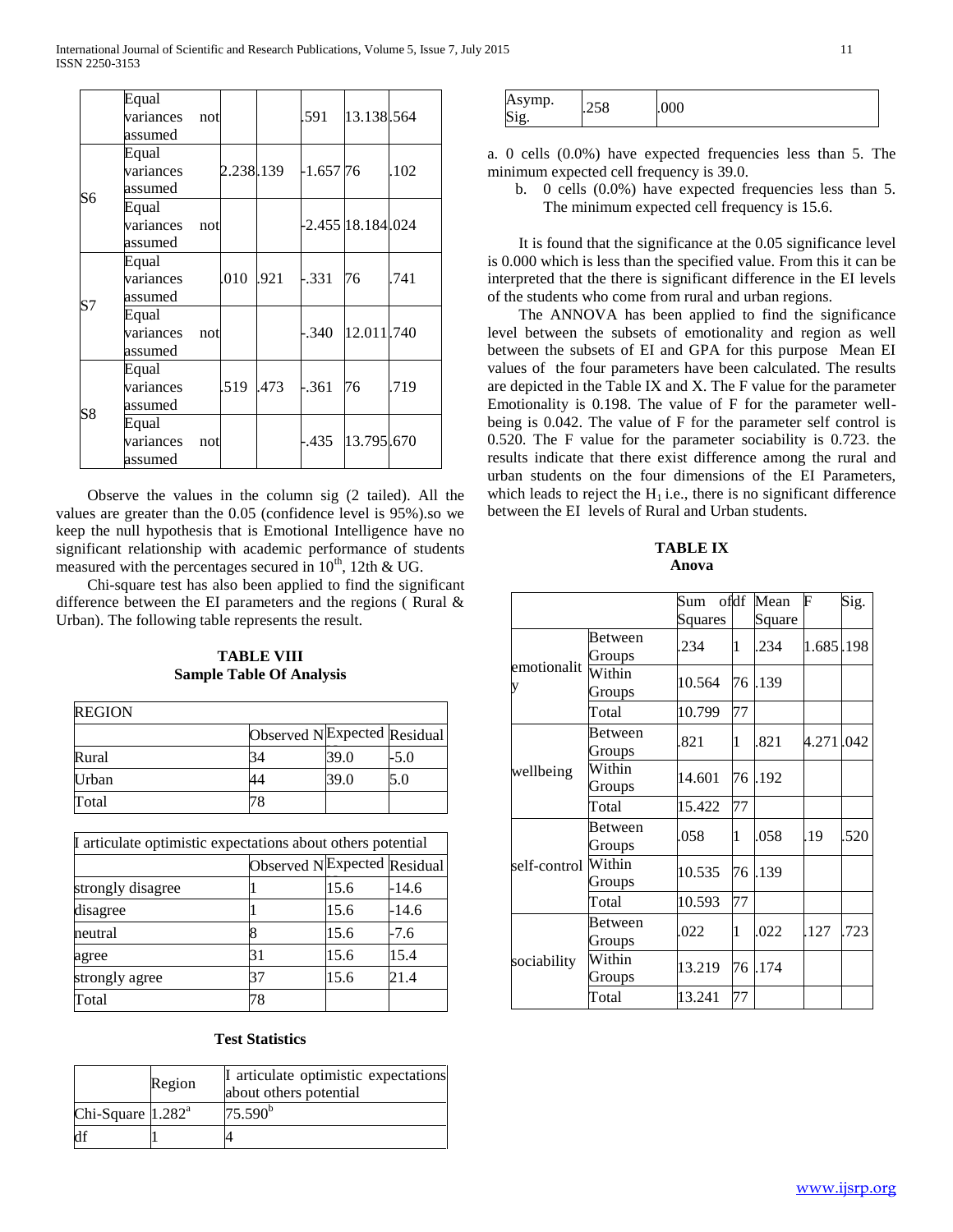| | | | | | | |
|---|---|---|---|---|---|---|
| | Equal variances not assumed | | | .591 | 13.138 | .564 |
| S6 | Equal variances assumed | 2.238 | .139 | -1.657 | 76 | .102 |
| | Equal variances not assumed | | | -2.455 | 18.184 | .024 |
| S7 | Equal variances assumed | .010 | .921 | -.331 | 76 | .741 |
| | Equal variances not assumed | | | -.340 | 12.011 | .740 |
| S8 | Equal variances assumed | .519 | .473 | -.361 | 76 | .719 |
| | Equal variances not assumed | | | -.435 | 13.795 | .670 |

Observe the values in the column sig (2 tailed). All the values are greater than the 0.05 (confidence level is 95%).so we keep the null hypothesis that is Emotional Intelligence have no significant relationship with academic performance of students measured with the percentages secured in $10^{th}$, 12th & UG.

Chi-square test has also been applied to find the significant difference between the EI parameters and the regions ( Rural & Urban). The following table represents the result.

**TABLE VIII**
**Sample Table Of Analysis**

| REGION | | | |
|---|---|---|---|
| | Observed N | Expected | Residual |
| Rural | 34 | 39.0 | -5.0 |
| Urban | 44 | 39.0 | 5.0 |
| Total | 78 | | |

| I articulate optimistic expectations about others potential | | | |
|---|---|---|---|
| | Observed N | Expected | Residual |
| strongly disagree | 1 | 15.6 | -14.6 |
| disagree | 1 | 15.6 | -14.6 |
| neutral | 8 | 15.6 | -7.6 |
| agree | 31 | 15.6 | 15.4 |
| strongly agree | 37 | 15.6 | 21.4 |
| Total | 78 | | |

**Test Statistics**

| | Region | I articulate optimistic expectations about others potential |
|---|---|---|
| Chi-Square | 1.282[a] | 75.590[b] |
| df | 1 | 4 |
| Asymp. Sig. | .258 | .000 |

a. 0 cells (0.0%) have expected frequencies less than 5. The minimum expected cell frequency is 39.0.

b. 0 cells (0.0%) have expected frequencies less than 5. The minimum expected cell frequency is 15.6.

It is found that the significance at the 0.05 significance level is 0.000 which is less than the specified value. From this it can be interpreted that the there is significant difference in the EI levels of the students who come from rural and urban regions.

The ANNOVA has been applied to find the significance level between the subsets of emotionality and region as well between the subsets of EI and GPA for this purpose Mean EI values of the four parameters have been calculated. The results are depicted in the Table IX and X. The F value for the parameter Emotionality is 0.198. The value of F for the parameter well-being is 0.042. The value of F for the parameter self control is 0.520. The F value for the parameter sociability is 0.723. the results indicate that there exist difference among the rural and urban students on the four dimensions of the EI Parameters, which leads to reject the $H_1$ i.e., there is no significant difference between the EI levels of Rural and Urban students.

**TABLE IX**
**Anova**

| | | Sum of Squares | df | Mean Square | F | Sig. |
|---|---|---|---|---|---|---|
| emotionality | Between Groups | .234 | 1 | .234 | 1.685 | .198 |
| | Within Groups | 10.564 | 76 | .139 | | |
| | Total | 10.799 | 77 | | | |
| wellbeing | Between Groups | .821 | 1 | .821 | 4.271 | .042 |
| | Within Groups | 14.601 | 76 | .192 | | |
| | Total | 15.422 | 77 | | | |
| self-control | Between Groups | .058 | 1 | .058 | .19 | .520 |
| | Within Groups | 10.535 | 76 | .139 | | |
| | Total | 10.593 | 77 | | | |
| sociability | Between Groups | .022 | 1 | .022 | .127 | .723 |
| | Within Groups | 13.219 | 76 | .174 | | |
| | Total | 13.241 | 77 | | | |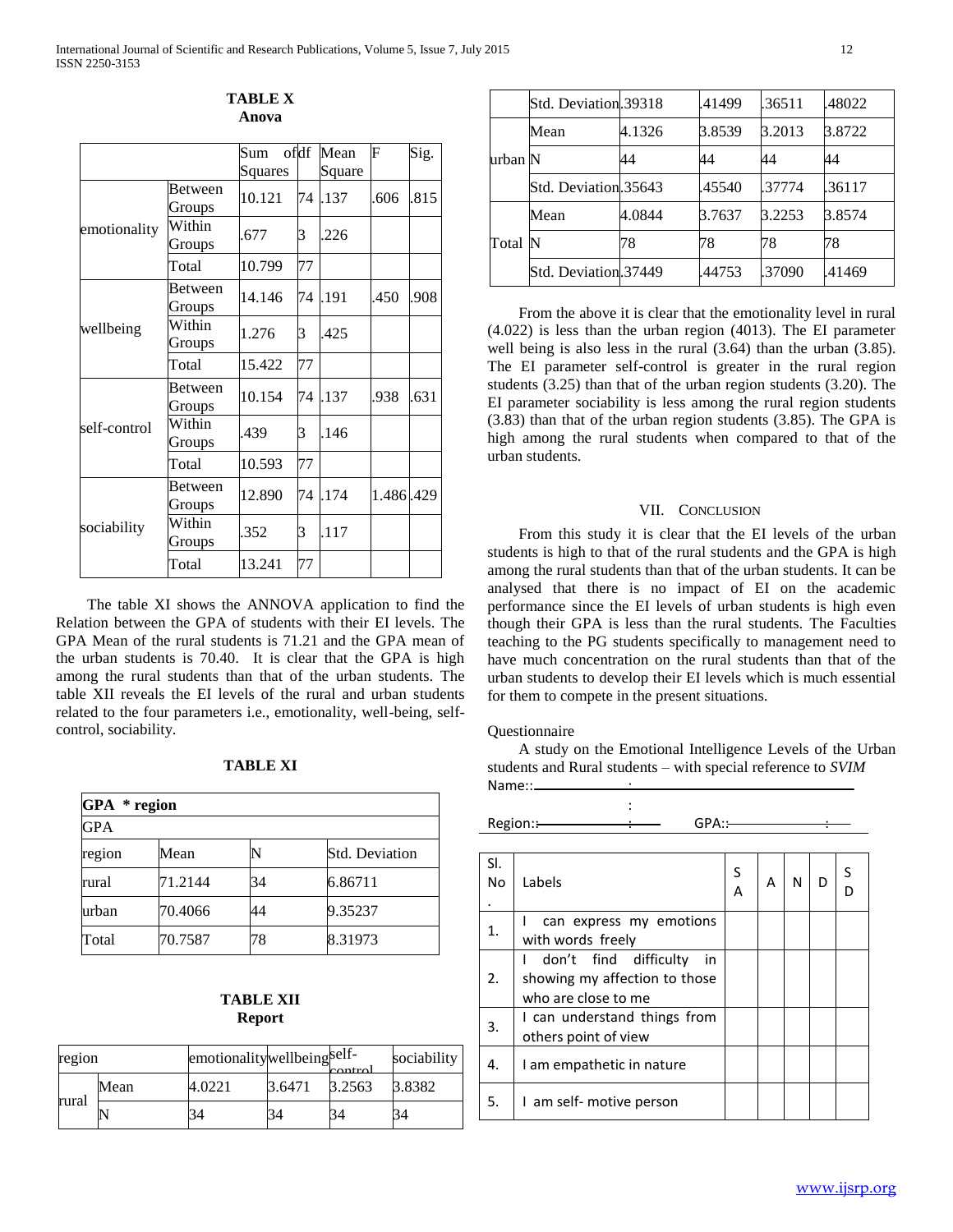**TABLE X**
**Anova**

| | | Sum of Squares | df | Mean Square | F | Sig. |
|---|---|---|---|---|---|---|
| emotionality | Between Groups | 10.121 | 74 | .137 | .606 | .815 |
| | Within Groups | .677 | 3 | .226 | | |
| | Total | 10.799 | 77 | | | |
| wellbeing | Between Groups | 14.146 | 74 | .191 | .450 | .908 |
| | Within Groups | 1.276 | 3 | .425 | | |
| | Total | 15.422 | 77 | | | |
| self-control | Between Groups | 10.154 | 74 | .137 | .938 | .631 |
| | Within Groups | .439 | 3 | .146 | | |
| | Total | 10.593 | 77 | | | |
| sociability | Between Groups | 12.890 | 74 | .174 | 1.486 | .429 |
| | Within Groups | .352 | 3 | .117 | | |
| | Total | 13.241 | 77 | | | |

The table XI shows the ANNOVA application to find the Relation between the GPA of students with their EI levels. The GPA Mean of the rural students is 71.21 and the GPA mean of the urban students is 70.40. It is clear that the GPA is high among the rural students than that of the urban students. The table XII reveals the EI levels of the rural and urban students related to the four parameters i.e., emotionality, well-being, self-control, sociability.

**TABLE XI**

| GPA * region | | | |
|---|---|---|---|
| GPA | | | |
| region | Mean | N | Std. Deviation |
| rural | 71.2144 | 34 | 6.86711 |
| urban | 70.4066 | 44 | 9.35237 |
| Total | 70.7587 | 78 | 8.31973 |

**TABLE XII**
**Report**

| region | | emotionality | wellbeing | self-control | sociability |
|---|---|---|---|---|---|
| rural | Mean | 4.0221 | 3.6471 | 3.2563 | 3.8382 |
| | N | 34 | 34 | 34 | 34 |
| | Std. Deviation | .39318 | .41499 | .36511 | .48022 |
| urban | Mean | 4.1326 | 3.8539 | 3.2013 | 3.8722 |
| | N | 44 | 44 | 44 | 44 |
| | Std. Deviation | .35643 | .45540 | .37774 | .36117 |
| Total | Mean | 4.0844 | 3.7637 | 3.2253 | 3.8574 |
| | N | 78 | 78 | 78 | 78 |
| | Std. Deviation | .37449 | .44753 | .37090 | .41469 |

From the above it is clear that the emotionality level in rural (4.022) is less than the urban region (4013). The EI parameter well being is also less in the rural (3.64) than the urban (3.85). The EI parameter self-control is greater in the rural region students (3.25) than that of the urban region students (3.20). The EI parameter sociability is less among the rural region students (3.83) than that of the urban region students (3.85). The GPA is high among the rural students when compared to that of the urban students.

## VII. Conclusion

From this study it is clear that the EI levels of the urban students is high to that of the rural students and the GPA is high among the rural students than that of the urban students. It can be analysed that there is no impact of EI on the academic performance since the EI levels of urban students is high even though their GPA is less than the rural students. The Faculties teaching to the PG students specifically to management need to have much concentration on the rural students than that of the urban students to develop their EI levels which is much essential for them to compete in the present situations.

Questionnaire

A study on the Emotional Intelligence Levels of the Urban students and Rural students – with special reference to *SVIM*

Name::

Region:: GPA::

| Sl. No. | Labels | SA | A | N | D | SD |
|---|---|---|---|---|---|---|
| 1. | I can express my emotions with words freely | | | | | |
| 2. | I don't find difficulty in showing my affection to those who are close to me | | | | | |
| 3. | I can understand things from others point of view | | | | | |
| 4. | I am empathetic in nature | | | | | |
| 5. | I am self- motive person | | | | | |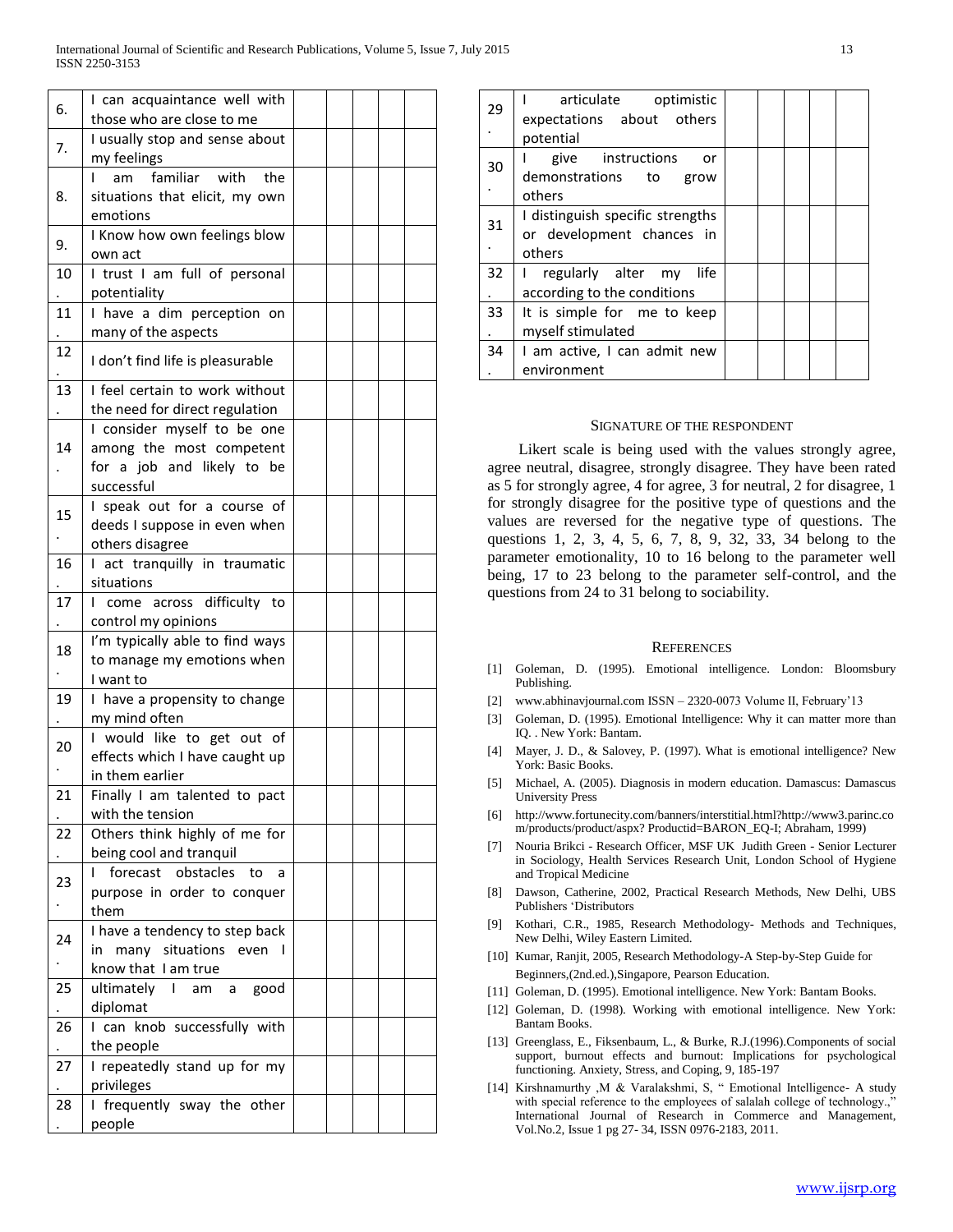| | | | | | | |
|---|---|---|---|---|---|---|
| 6. | I can acquaintance well with those who are close to me | | | | | |
| 7. | I usually stop and sense about my feelings | | | | | |
| 8. | I am familiar with the situations that elicit, my own emotions | | | | | |
| 9. | I Know how own feelings blow own act | | | | | |
| 10. | I trust I am full of personal potentiality | | | | | |
| 11. | I have a dim perception on many of the aspects | | | | | |
| 12. | I don't find life is pleasurable | | | | | |
| 13. | I feel certain to work without the need for direct regulation | | | | | |
| 14. | I consider myself to be one among the most competent for a job and likely to be successful | | | | | |
| 15. | I speak out for a course of deeds I suppose in even when others disagree | | | | | |
| 16. | I act tranquilly in traumatic situations | | | | | |
| 17. | I come across difficulty to control my opinions | | | | | |
| 18. | I'm typically able to find ways to manage my emotions when I want to | | | | | |
| 19. | I have a propensity to change my mind often | | | | | |
| 20. | I would like to get out of effects which I have caught up in them earlier | | | | | |
| 21. | Finally I am talented to pact with the tension | | | | | |
| 22. | Others think highly of me for being cool and tranquil | | | | | |
| 23. | I forecast obstacles to a purpose in order to conquer them | | | | | |
| 24. | I have a tendency to step back in many situations even I know that I am true | | | | | |
| 25. | ultimately I am a good diplomat | | | | | |
| 26. | I can knob successfully with the people | | | | | |
| 27. | I repeatedly stand up for my privileges | | | | | |
| 28. | I frequently sway the other people | | | | | |
| 29. | I articulate optimistic expectations about others potential | | | | | |
| 30. | I give instructions or demonstrations to grow others | | | | | |
| 31. | I distinguish specific strengths or development chances in others | | | | | |
| 32. | I regularly alter my life according to the conditions | | | | | |
| 33. | It is simple for me to keep myself stimulated | | | | | |
| 34. | I am active, I can admit new environment | | | | | |

SIGNATURE OF THE RESPONDENT

Likert scale is being used with the values strongly agree, agree neutral, disagree, strongly disagree. They have been rated as 5 for strongly agree, 4 for agree, 3 for neutral, 2 for disagree, 1 for strongly disagree for the positive type of questions and the values are reversed for the negative type of questions. The questions 1, 2, 3, 4, 5, 6, 7, 8, 9, 32, 33, 34 belong to the parameter emotionality, 10 to 16 belong to the parameter well being, 17 to 23 belong to the parameter self-control, and the questions from 24 to 31 belong to sociability.

## REFERENCES

[1] Goleman, D. (1995). Emotional intelligence. London: Bloomsbury Publishing.

[2] www.abhinavjournal.com ISSN – 2320-0073 Volume II, February'13

[3] Goleman, D. (1995). Emotional Intelligence: Why it can matter more than IQ. . New York: Bantam.

[4] Mayer, J. D., & Salovey, P. (1997). What is emotional intelligence? New York: Basic Books.

[5] Michael, A. (2005). Diagnosis in modern education. Damascus: Damascus University Press

[6] http://www.fortunecity.com/banners/interstitial.html?http://www3.parinc.com/products/product/aspx? Productid=BARON_EQ-I; Abraham, 1999)

[7] Nouria Brikci - Research Officer, MSF UK Judith Green - Senior Lecturer in Sociology, Health Services Research Unit, London School of Hygiene and Tropical Medicine

[8] Dawson, Catherine, 2002, Practical Research Methods, New Delhi, UBS Publishers 'Distributors

[9] Kothari, C.R., 1985, Research Methodology- Methods and Techniques, New Delhi, Wiley Eastern Limited.

[10] Kumar, Ranjit, 2005, Research Methodology-A Step-by-Step Guide for Beginners,(2nd.ed.),Singapore, Pearson Education.

[11] Goleman, D. (1995). Emotional intelligence. New York: Bantam Books.

[12] Goleman, D. (1998). Working with emotional intelligence. New York: Bantam Books.

[13] Greenglass, E., Fiksenbaum, L., & Burke, R.J.(1996).Components of social support, burnout effects and burnout: Implications for psychological functioning. Anxiety, Stress, and Coping, 9, 185-197

[14] Kirshnamurthy ,M & Varalakshmi, S, " Emotional Intelligence- A study with special reference to the employees of salalah college of technology.," International Journal of Research in Commerce and Management, Vol.No.2, Issue 1 pg 27- 34, ISSN 0976-2183, 2011.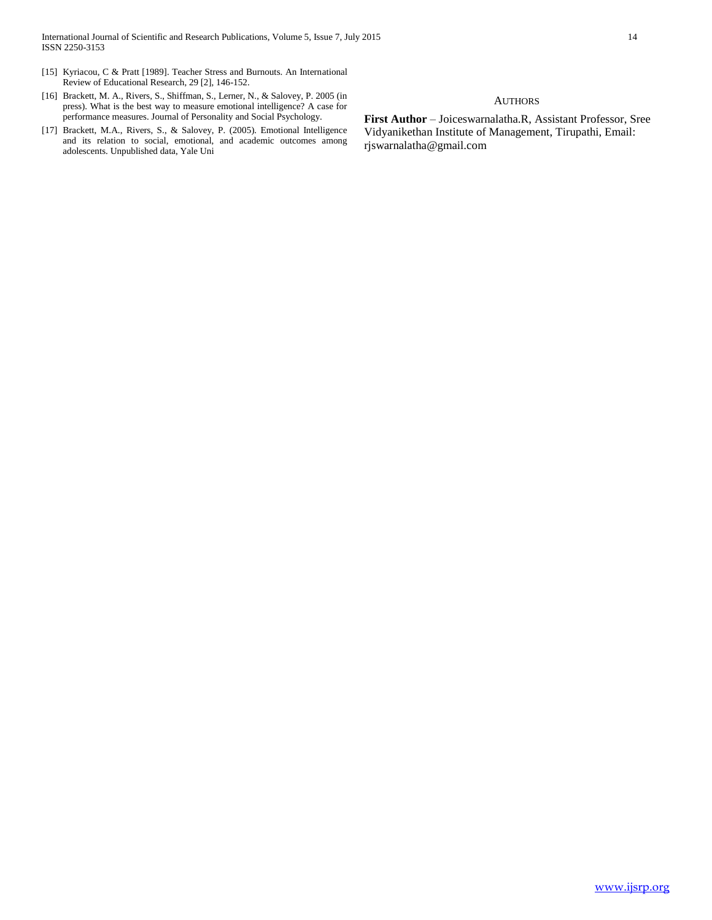[15] Kyriacou, C & Pratt [1989]. Teacher Stress and Burnouts. An International Review of Educational Research, 29 [2], 146-152.

[16] Brackett, M. A., Rivers, S., Shiffman, S., Lerner, N., & Salovey, P. 2005 (in press). What is the best way to measure emotional intelligence? A case for performance measures. Journal of Personality and Social Psychology.

[17] Brackett, M.A., Rivers, S., & Salovey, P. (2005). Emotional Intelligence and its relation to social, emotional, and academic outcomes among adolescents. Unpublished data, Yale Uni

## AUTHORS

**First Author** – Joiceswarnalatha.R, Assistant Professor, Sree Vidyanikethan Institute of Management, Tirupathi, Email: rjswarnalatha@gmail.com